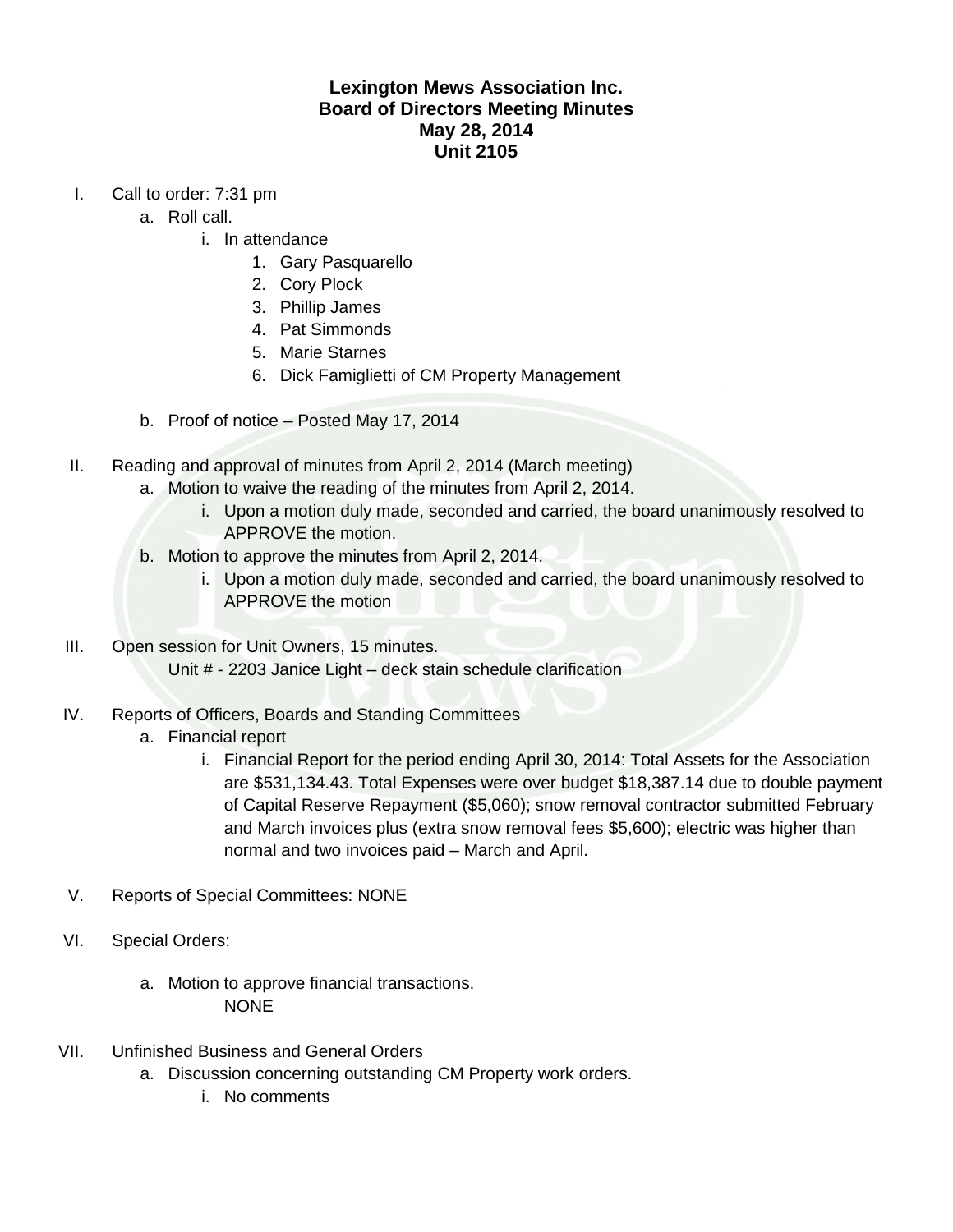# Lexington Mews Association Inc.
## Board of Directors Meeting Minutes
## May 28, 2014
## Unit 2105

I. Call to order: 7:31 pm
   a. Roll call.
      i. In attendance
         1. Gary Pasquarello
         2. Cory Plock
         3. Phillip James
         4. Pat Simmonds
         5. Marie Starnes
         6. Dick Famiglietti of CM Property Management

   b. Proof of notice – Posted May 17, 2014

II. Reading and approval of minutes from April 2, 2014 (March meeting)
   a. Motion to waive the reading of the minutes from April 2, 2014.
      i. Upon a motion duly made, seconded and carried, the board unanimously resolved to APPROVE the motion.
   b. Motion to approve the minutes from April 2, 2014.
      i. Upon a motion duly made, seconded and carried, the board unanimously resolved to APPROVE the motion

III. Open session for Unit Owners, 15 minutes.
   Unit # - 2203 Janice Light – deck stain schedule clarification

IV. Reports of Officers, Boards and Standing Committees
   a. Financial report
      i. Financial Report for the period ending April 30, 2014: Total Assets for the Association are $531,134.43. Total Expenses were over budget $18,387.14 due to double payment of Capital Reserve Repayment ($5,060); snow removal contractor submitted February and March invoices plus (extra snow removal fees $5,600); electric was higher than normal and two invoices paid – March and April.

V. Reports of Special Committees: NONE

VI. Special Orders:

   a. Motion to approve financial transactions.
      NONE

VII. Unfinished Business and General Orders
   a. Discussion concerning outstanding CM Property work orders.
      i. No comments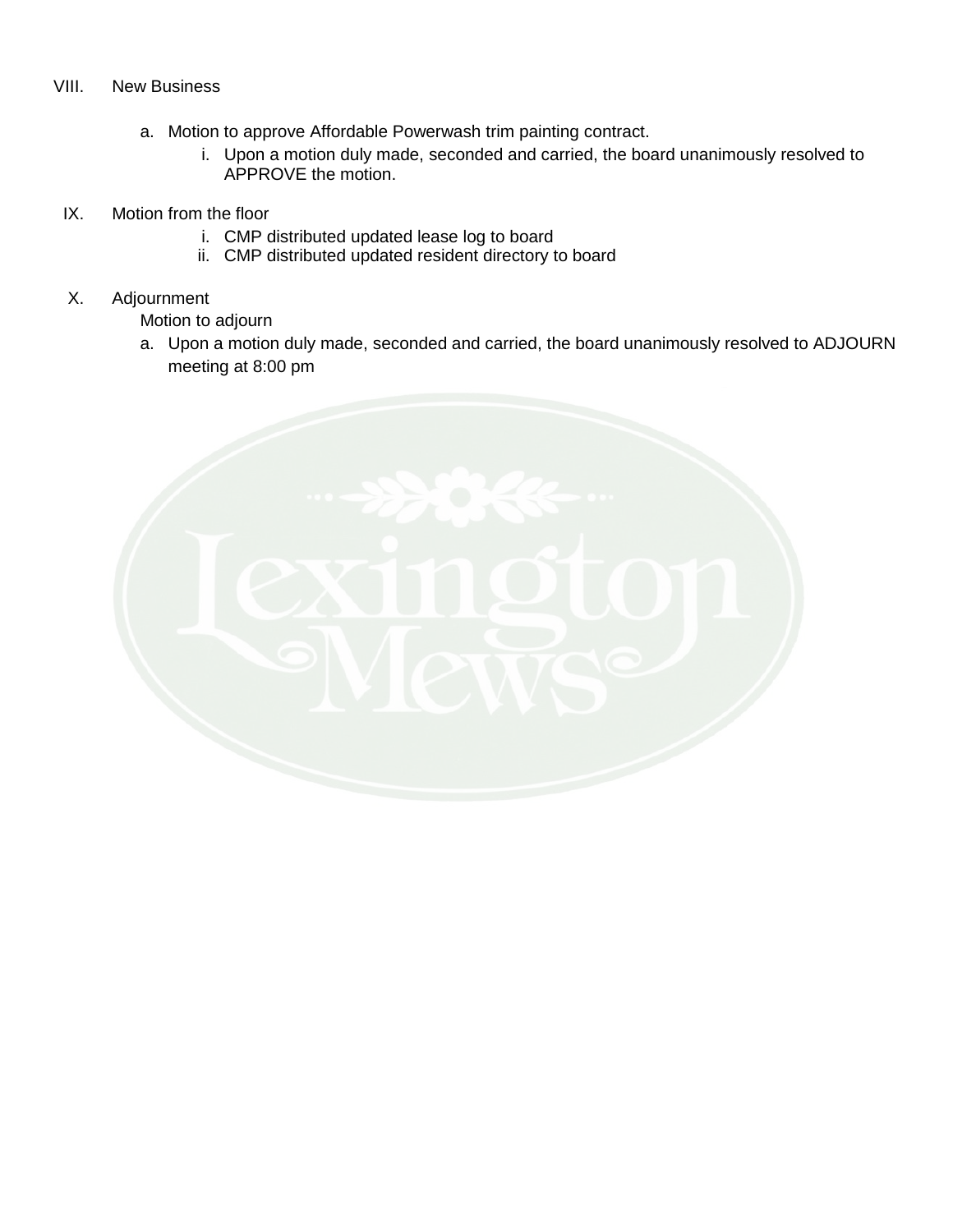VIII. New Business

   a. Motion to approve Affordable Powerwash trim painting contract.
      i. Upon a motion duly made, seconded and carried, the board unanimously resolved to APPROVE the motion.

IX. Motion from the floor

      i. CMP distributed updated lease log to board
      ii. CMP distributed updated resident directory to board

X. Adjournment

   Motion to adjourn

   a. Upon a motion duly made, seconded and carried, the board unanimously resolved to ADJOURN meeting at 8:00 pm